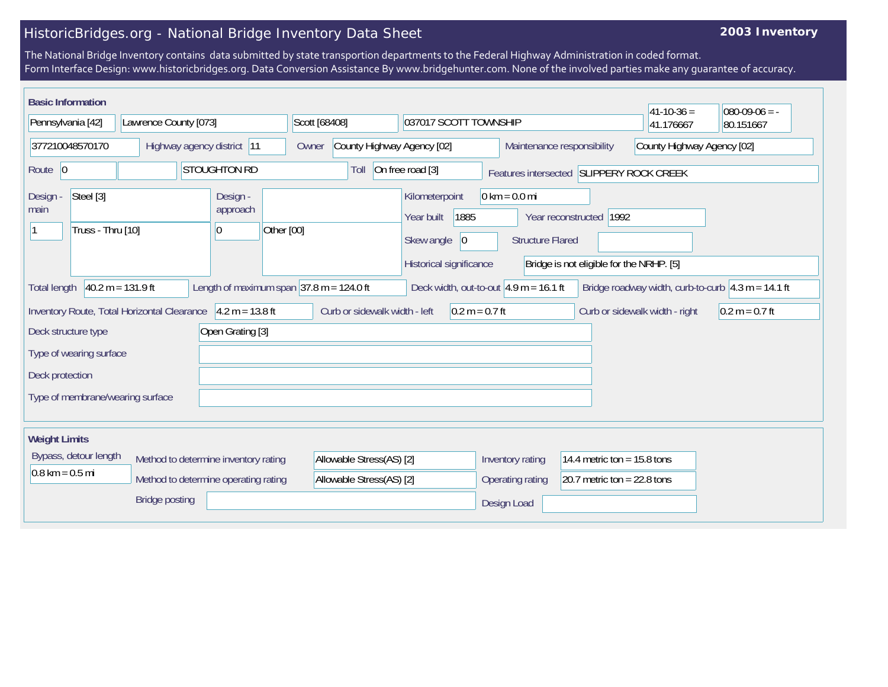# HistoricBridges.org - National Bridge Inventory Data Sheet

**2003 Inventory**

The National Bridge Inventory contains data submitted by state transportion departments to the Federal Highway Administration in coded format.
Form Interface Design: www.historicbridges.org. Data Conversion Assistance By www.bridgehunter.com. None of the involved parties make any guarantee of accuracy.

## Basic Information

| | |
|---|---|
| State | Pennsylvania [42] |
| County | Lawrence County [073] |
| Place | Scott [68408] |
| Location | 037017 SCOTT TOWNSHIP |
| Latitude | 41-10-36 = 41.176667 |
| Longitude | 080-09-06 = -80.151667 |
| Structure Number | 377210048570170 |
| Highway agency district | 11 |
| Owner | County Highway Agency [02] |
| Maintenance responsibility | County Highway Agency [02] |
| Route | 0 |
| Facility carried | STOUGHTON RD |
| Toll | On free road [3] |
| Features intersected | SLIPPERY ROCK CREEK |
| Design - main | Steel [3] |
| Number of main spans | 1 |
| Main design type | Truss - Thru [10] |
| Design - approach | |
| Number of approach spans | 0 |
| Approach design type | Other [00] |
| Kilometerpoint | 0 km = 0.0 mi |
| Year built | 1885 |
| Year reconstructed | 1992 |
| Skew angle | 0 |
| Structure Flared | |
| Historical significance | Bridge is not eligible for the NRHP. [5] |
| Total length | 40.2 m = 131.9 ft |
| Length of maximum span | 37.8 m = 124.0 ft |
| Deck width, out-to-out | 4.9 m = 16.1 ft |
| Bridge roadway width, curb-to-curb | 4.3 m = 14.1 ft |
| Inventory Route, Total Horizontal Clearance | 4.2 m = 13.8 ft |
| Curb or sidewalk width - left | 0.2 m = 0.7 ft |
| Curb or sidewalk width - right | 0.2 m = 0.7 ft |
| Deck structure type | Open Grating [3] |
| Type of wearing surface | |
| Deck protection | |
| Type of membrane/wearing surface | |

## Weight Limits

| | |
|---|---|
| Bypass, detour length | 0.8 km = 0.5 mi |
| Method to determine inventory rating | Allowable Stress(AS) [2] |
| Method to determine operating rating | Allowable Stress(AS) [2] |
| Inventory rating | 14.4 metric ton = 15.8 tons |
| Operating rating | 20.7 metric ton = 22.8 tons |
| Bridge posting | |
| Design Load | |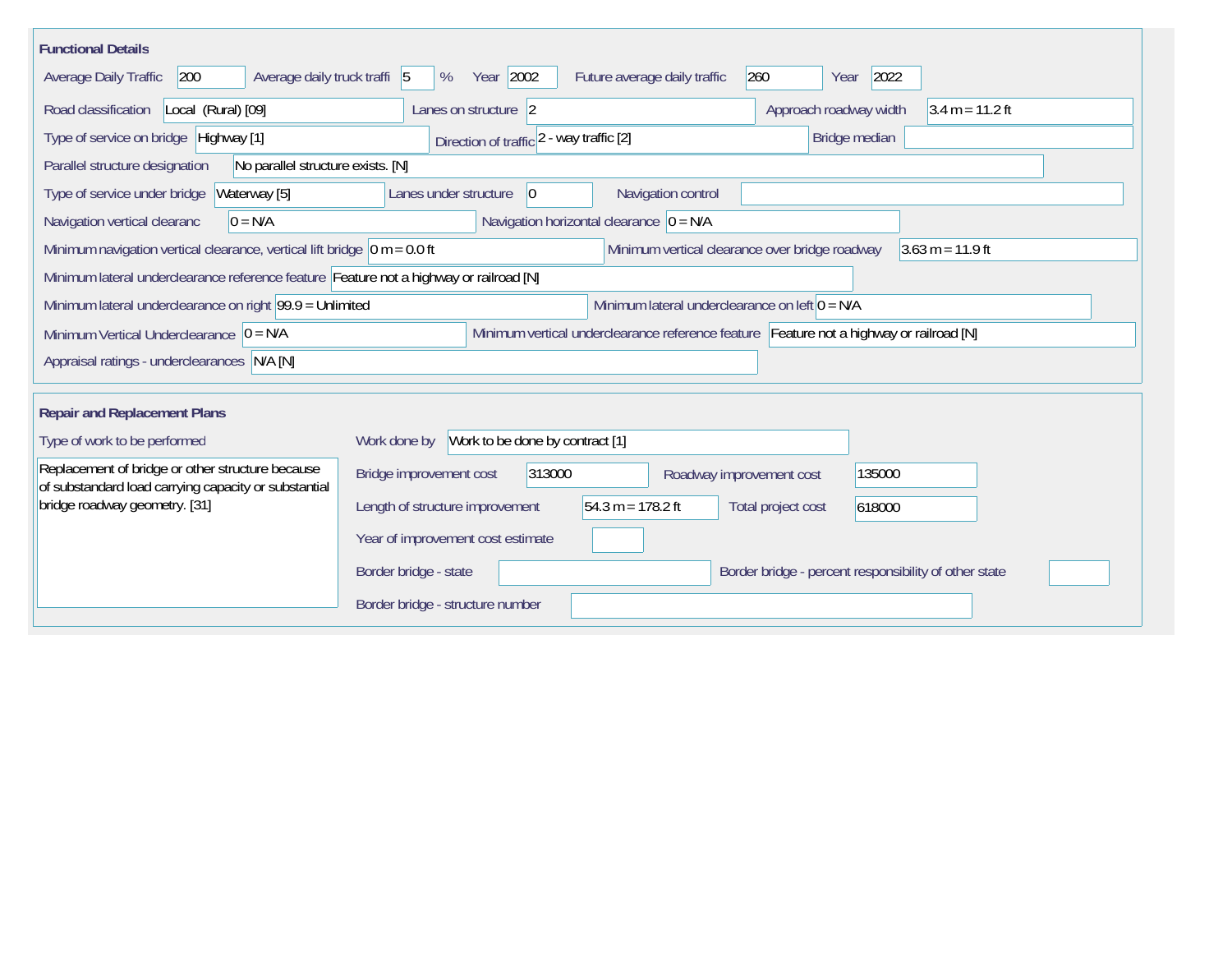## Functional Details

| Field | Value |
|---|---|
| Average Daily Traffic | 200 |
| Average daily truck traffi | 5 % |
| Year | 2002 |
| Future average daily traffic | 260 |
| Year | 2022 |
| Road classification | Local (Rural) [09] |
| Lanes on structure | 2 |
| Approach roadway width | 3.4 m = 11.2 ft |
| Type of service on bridge | Highway [1] |
| Direction of traffic | 2 - way traffic [2] |
| Bridge median | |
| Parallel structure designation | No parallel structure exists. [N] |
| Type of service under bridge | Waterway [5] |
| Lanes under structure | 0 |
| Navigation control | |
| Navigation vertical clearanc | 0 = N/A |
| Navigation horizontal clearance | 0 = N/A |
| Minimum navigation vertical clearance, vertical lift bridge | 0 m = 0.0 ft |
| Minimum vertical clearance over bridge roadway | 3.63 m = 11.9 ft |
| Minimum lateral underclearance reference feature | Feature not a highway or railroad [N] |
| Minimum lateral underclearance on right | 99.9 = Unlimited |
| Minimum lateral underclearance on left | 0 = N/A |
| Minimum Vertical Underclearance | 0 = N/A |
| Minimum vertical underclearance reference feature | Feature not a highway or railroad [N] |
| Appraisal ratings - underclearances | N/A [N] |

## Repair and Replacement Plans

| Field | Value |
|---|---|
| Type of work to be performed | Replacement of bridge or other structure because of substandard load carrying capacity or substantial bridge roadway geometry. [31] |
| Work done by | Work to be done by contract [1] |
| Bridge improvement cost | 313000 |
| Roadway improvement cost | 135000 |
| Length of structure improvement | 54.3 m = 178.2 ft |
| Total project cost | 618000 |
| Year of improvement cost estimate | |
| Border bridge - state | |
| Border bridge - percent responsibility of other state | |
| Border bridge - structure number | |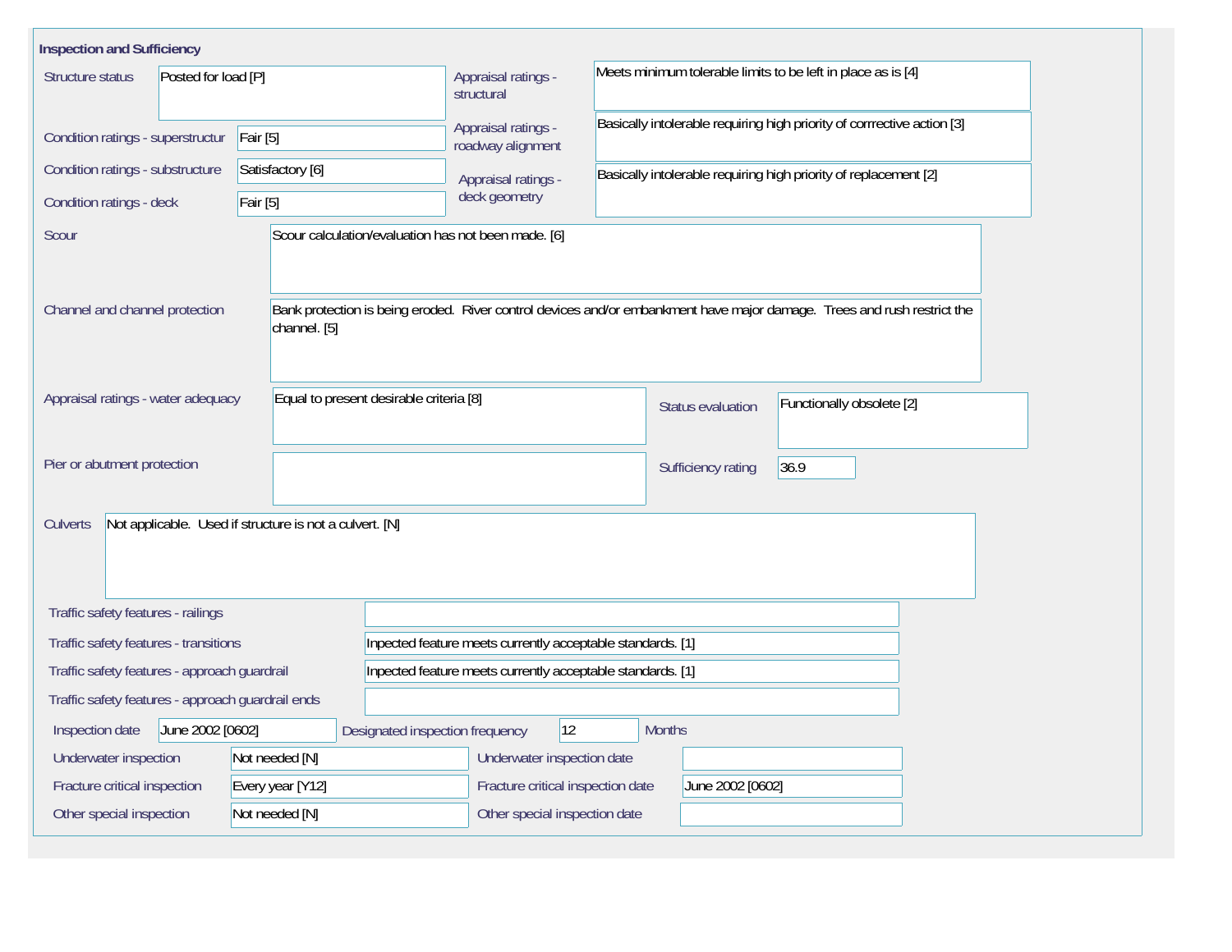## Inspection and Sufficiency

| | |
|---|---|
| Structure status | Posted for load [P] |
| Condition ratings - superstructur | Fair [5] |
| Condition ratings - substructure | Satisfactory [6] |
| Condition ratings - deck | Fair [5] |
| Appraisal ratings - structural | Meets minimum tolerable limits to be left in place as is [4] |
| Appraisal ratings - roadway alignment | Basically intolerable requiring high priority of corrrective action [3] |
| Appraisal ratings - deck geometry | Basically intolerable requiring high priority of replacement [2] |
| Scour | Scour calculation/evaluation has not been made. [6] |
| Channel and channel protection | Bank protection is being eroded. River control devices and/or embankment have major damage. Trees and rush restrict the channel. [5] |
| Appraisal ratings - water adequacy | Equal to present desirable criteria [8] |
| Status evaluation | Functionally obsolete [2] |
| Pier or abutment protection | |
| Sufficiency rating | 36.9 |
| Culverts | Not applicable. Used if structure is not a culvert. [N] |
| Traffic safety features - railings | |
| Traffic safety features - transitions | Inpected feature meets currently acceptable standards. [1] |
| Traffic safety features - approach guardrail | Inpected feature meets currently acceptable standards. [1] |
| Traffic safety features - approach guardrail ends | |
| Inspection date | June 2002 [0602] |
| Designated inspection frequency | 12 Months |
| Underwater inspection | Not needed [N] |
| Underwater inspection date | |
| Fracture critical inspection | Every year [Y12] |
| Fracture critical inspection date | June 2002 [0602] |
| Other special inspection | Not needed [N] |
| Other special inspection date | |